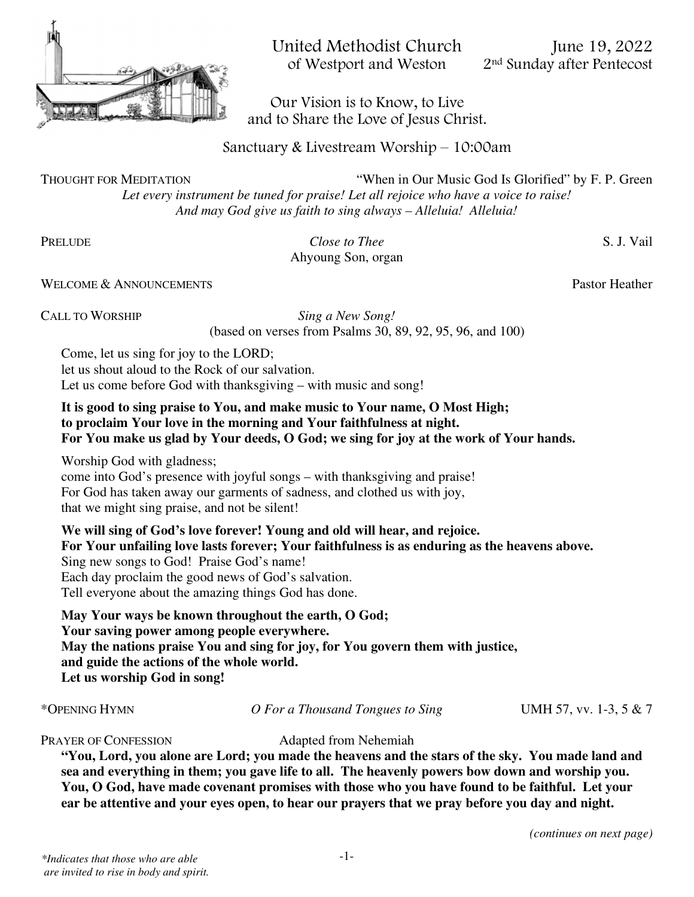# United Methodist Church of Westport and Weston

June 19, 2022
2nd Sunday after Pentecost

Our Vision is to Know, to Live and to Share the Love of Jesus Christ.

Sanctuary & Livestream Worship – 10:00am

THOUGHT FOR MEDITATION — "When in Our Music God Is Glorified" by F. P. Green

*Let every instrument be tuned for praise! Let all rejoice who have a voice to raise!*
*And may God give us faith to sing always – Alleluia! Alleluia!*

PRELUDE — *Close to Thee* — S. J. Vail
Ahyoung Son, organ

WELCOME & ANNOUNCEMENTS — Pastor Heather

CALL TO WORSHIP — *Sing a New Song!*
(based on verses from Psalms 30, 89, 92, 95, 96, and 100)

Come, let us sing for joy to the LORD;
let us shout aloud to the Rock of our salvation.
Let us come before God with thanksgiving – with music and song!

**It is good to sing praise to You, and make music to Your name, O Most High;**
**to proclaim Your love in the morning and Your faithfulness at night.**
**For You make us glad by Your deeds, O God; we sing for joy at the work of Your hands.**

Worship God with gladness;
come into God's presence with joyful songs – with thanksgiving and praise!
For God has taken away our garments of sadness, and clothed us with joy,
that we might sing praise, and not be silent!

**We will sing of God's love forever! Young and old will hear, and rejoice.**
**For Your unfailing love lasts forever; Your faithfulness is as enduring as the heavens above.**
Sing new songs to God! Praise God's name!
Each day proclaim the good news of God's salvation.
Tell everyone about the amazing things God has done.

**May Your ways be known throughout the earth, O God;**
**Your saving power among people everywhere.**
**May the nations praise You and sing for joy, for You govern them with justice,**
**and guide the actions of the whole world.**
**Let us worship God in song!**

*OPENING HYMN — *O For a Thousand Tongues to Sing* — UMH 57, vv. 1-3, 5 & 7

PRAYER OF CONFESSION — Adapted from Nehemiah

**"You, Lord, you alone are Lord; you made the heavens and the stars of the sky. You made land and sea and everything in them; you gave life to all. The heavenly powers bow down and worship you. You, O God, have made covenant promises with those who you have found to be faithful. Let your ear be attentive and your eyes open, to hear our prayers that we pray before you day and night.**

*(continues on next page)*

*\*Indicates that those who are able are invited to rise in body and spirit.*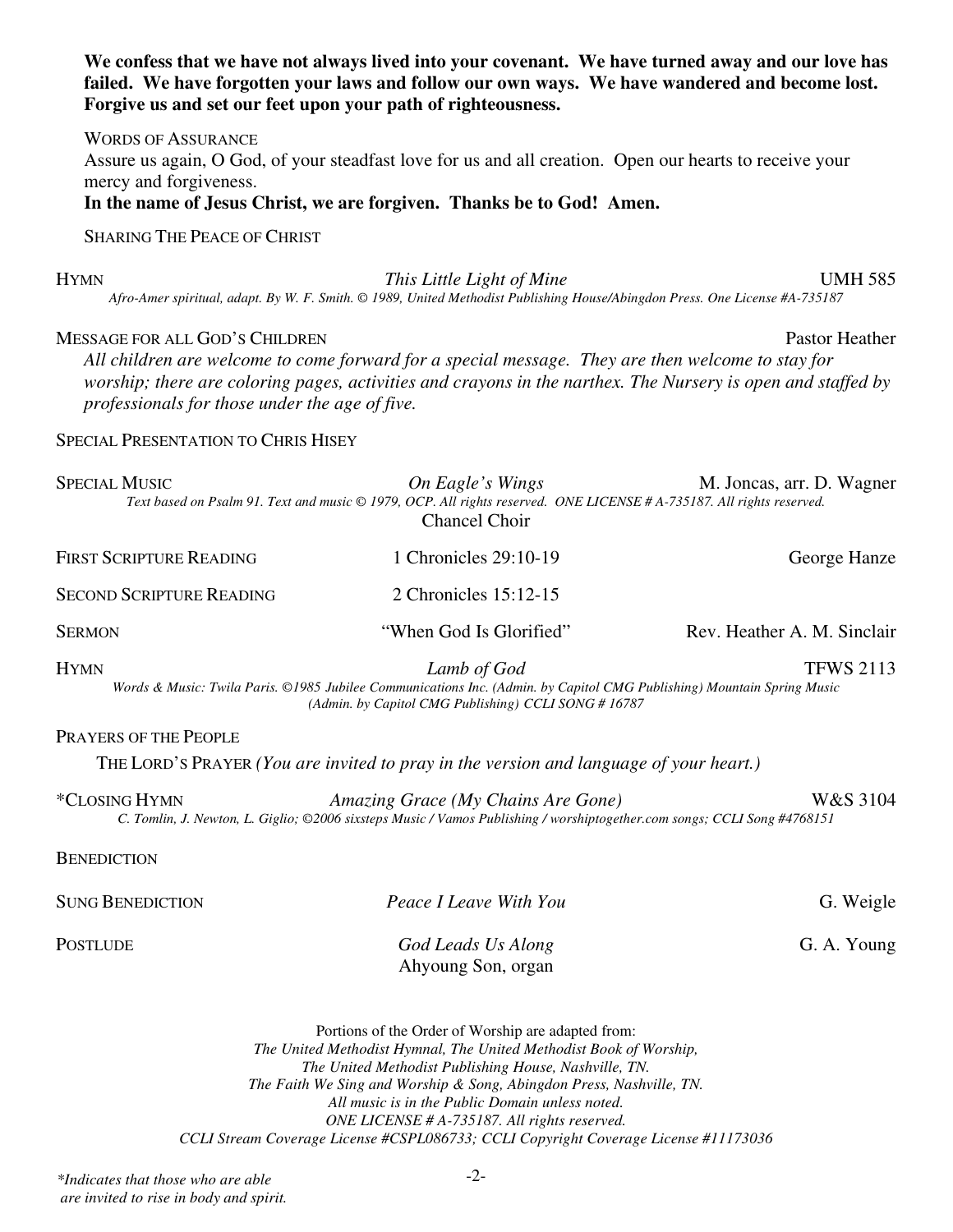**We confess that we have not always lived into your covenant. We have turned away and our love has failed. We have forgotten your laws and follow our own ways. We have wandered and become lost. Forgive us and set our feet upon your path of righteousness.**

WORDS OF ASSURANCE

Assure us again, O God, of your steadfast love for us and all creation. Open our hearts to receive your mercy and forgiveness.

**In the name of Jesus Christ, we are forgiven. Thanks be to God! Amen.**

SHARING THE PEACE OF CHRIST

HYMN — *This Little Light of Mine* — UMH 585

*Afro-Amer spiritual, adapt. By W. F. Smith. © 1989, United Methodist Publishing House/Abingdon Press. One License #A-735187*

MESSAGE FOR ALL GOD'S CHILDREN — Pastor Heather

*All children are welcome to come forward for a special message. They are then welcome to stay for worship; there are coloring pages, activities and crayons in the narthex. The Nursery is open and staffed by professionals for those under the age of five.*

SPECIAL PRESENTATION TO CHRIS HISEY

SPECIAL MUSIC — *On Eagle's Wings* — M. Joncas, arr. D. Wagner

*Text based on Psalm 91. Text and music © 1979, OCP. All rights reserved. ONE LICENSE # A-735187. All rights reserved.*

Chancel Choir

FIRST SCRIPTURE READING — 1 Chronicles 29:10-19 — George Hanze

SECOND SCRIPTURE READING — 2 Chronicles 15:12-15

SERMON — "When God Is Glorified" — Rev. Heather A. M. Sinclair

HYMN — *Lamb of God* — TFWS 2113

*Words & Music: Twila Paris. ©1985 Jubilee Communications Inc. (Admin. by Capitol CMG Publishing) Mountain Spring Music (Admin. by Capitol CMG Publishing) CCLI SONG # 16787*

PRAYERS OF THE PEOPLE

THE LORD'S PRAYER *(You are invited to pray in the version and language of your heart.)*

*CLOSING HYMN — *Amazing Grace (My Chains Are Gone)* — W&S 3104

*C. Tomlin, J. Newton, L. Giglio; ©2006 sixsteps Music / Vamos Publishing / worshiptogether.com songs; CCLI Song #4768151*

BENEDICTION

SUNG BENEDICTION — *Peace I Leave With You* — G. Weigle

POSTLUDE — *God Leads Us Along* — G. A. Young

Ahyoung Son, organ

Portions of the Order of Worship are adapted from:
*The United Methodist Hymnal, The United Methodist Book of Worship,*
*The United Methodist Publishing House, Nashville, TN.*
*The Faith We Sing and Worship & Song, Abingdon Press, Nashville, TN.*
*All music is in the Public Domain unless noted.*
*ONE LICENSE # A-735187. All rights reserved.*
*CCLI Stream Coverage License #CSPL086733; CCLI Copyright Coverage License #11173036*

*\*Indicates that those who are able are invited to rise in body and spirit.*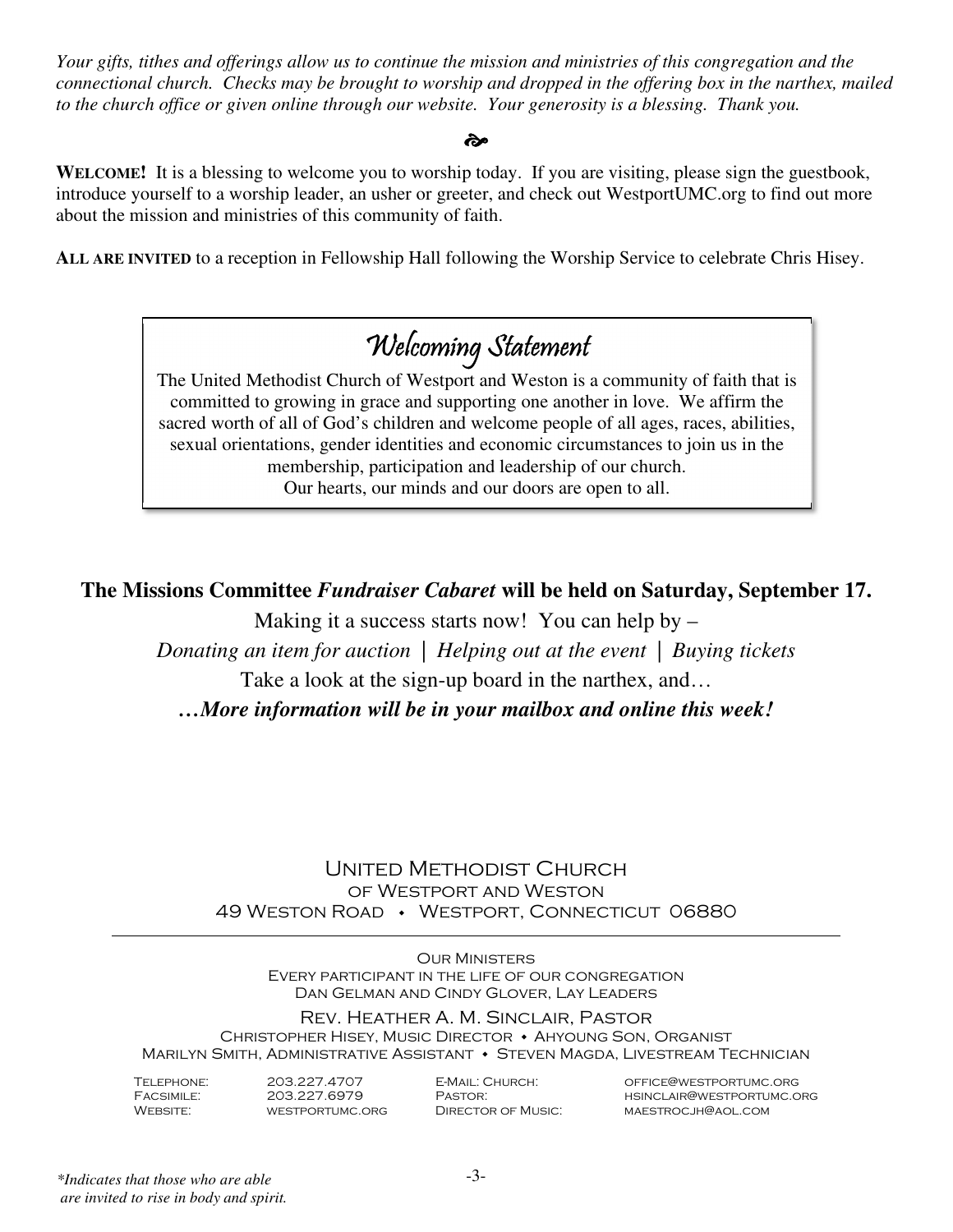*Your gifts, tithes and offerings allow us to continue the mission and ministries of this congregation and the connectional church. Checks may be brought to worship and dropped in the offering box in the narthex, mailed to the church office or given online through our website. Your generosity is a blessing. Thank you.*

❧

**WELCOME!** It is a blessing to welcome you to worship today. If you are visiting, please sign the guestbook, introduce yourself to a worship leader, an usher or greeter, and check out WestportUMC.org to find out more about the mission and ministries of this community of faith.

**ALL ARE INVITED** to a reception in Fellowship Hall following the Worship Service to celebrate Chris Hisey.

## Welcoming Statement

The United Methodist Church of Westport and Weston is a community of faith that is committed to growing in grace and supporting one another in love. We affirm the sacred worth of all of God's children and welcome people of all ages, races, abilities, sexual orientations, gender identities and economic circumstances to join us in the membership, participation and leadership of our church.
Our hearts, our minds and our doors are open to all.

**The Missions Committee *Fundraiser Cabaret* will be held on Saturday, September 17.**

Making it a success starts now! You can help by –

*Donating an item for auction | Helping out at the event | Buying tickets*

Take a look at the sign-up board in the narthex, and…

***…More information will be in your mailbox and online this week!***

UNITED METHODIST CHURCH
OF WESTPORT AND WESTON
49 WESTON ROAD • WESTPORT, CONNECTICUT 06880

---

OUR MINISTERS
EVERY PARTICIPANT IN THE LIFE OF OUR CONGREGATION
DAN GELMAN AND CINDY GLOVER, LAY LEADERS

REV. HEATHER A. M. SINCLAIR, PASTOR
CHRISTOPHER HISEY, MUSIC DIRECTOR • AHYOUNG SON, ORGANIST
MARILYN SMITH, ADMINISTRATIVE ASSISTANT • STEVEN MAGDA, LIVESTREAM TECHNICIAN

| | | | |
|---|---|---|---|
| TELEPHONE: | 203.227.4707 | E-MAIL: CHURCH: | office@westportumc.org |
| FACSIMILE: | 203.227.6979 | PASTOR: | hsinclair@westportumc.org |
| WEBSITE: | westportumc.org | DIRECTOR OF MUSIC: | maestrocjh@aol.com |

*\*Indicates that those who are able are invited to rise in body and spirit.*